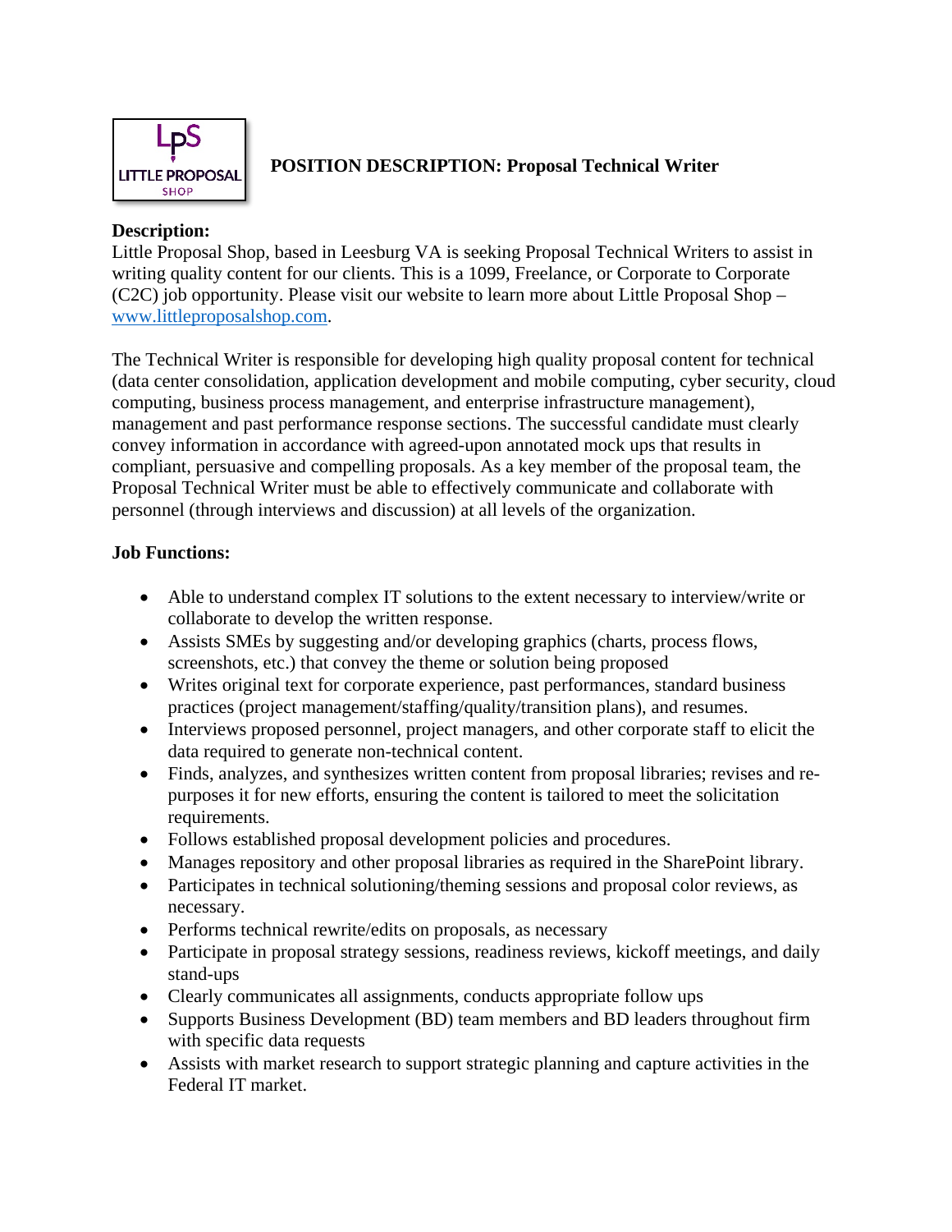LpS LITTLE PROPOSAL SHOP

**POSITION DESCRIPTION: Proposal Technical Writer**

**Description:**
Little Proposal Shop, based in Leesburg VA is seeking Proposal Technical Writers to assist in writing quality content for our clients. This is a 1099, Freelance, or Corporate to Corporate (C2C) job opportunity. Please visit our website to learn more about Little Proposal Shop – [www.littleproposalshop.com](http://www.littleproposalshop.com).

The Technical Writer is responsible for developing high quality proposal content for technical (data center consolidation, application development and mobile computing, cyber security, cloud computing, business process management, and enterprise infrastructure management), management and past performance response sections. The successful candidate must clearly convey information in accordance with agreed-upon annotated mock ups that results in compliant, persuasive and compelling proposals. As a key member of the proposal team, the Proposal Technical Writer must be able to effectively communicate and collaborate with personnel (through interviews and discussion) at all levels of the organization.

**Job Functions:**

- Able to understand complex IT solutions to the extent necessary to interview/write or collaborate to develop the written response.
- Assists SMEs by suggesting and/or developing graphics (charts, process flows, screenshots, etc.) that convey the theme or solution being proposed
- Writes original text for corporate experience, past performances, standard business practices (project management/staffing/quality/transition plans), and resumes.
- Interviews proposed personnel, project managers, and other corporate staff to elicit the data required to generate non-technical content.
- Finds, analyzes, and synthesizes written content from proposal libraries; revises and re-purposes it for new efforts, ensuring the content is tailored to meet the solicitation requirements.
- Follows established proposal development policies and procedures.
- Manages repository and other proposal libraries as required in the SharePoint library.
- Participates in technical solutioning/theming sessions and proposal color reviews, as necessary.
- Performs technical rewrite/edits on proposals, as necessary
- Participate in proposal strategy sessions, readiness reviews, kickoff meetings, and daily stand-ups
- Clearly communicates all assignments, conducts appropriate follow ups
- Supports Business Development (BD) team members and BD leaders throughout firm with specific data requests
- Assists with market research to support strategic planning and capture activities in the Federal IT market.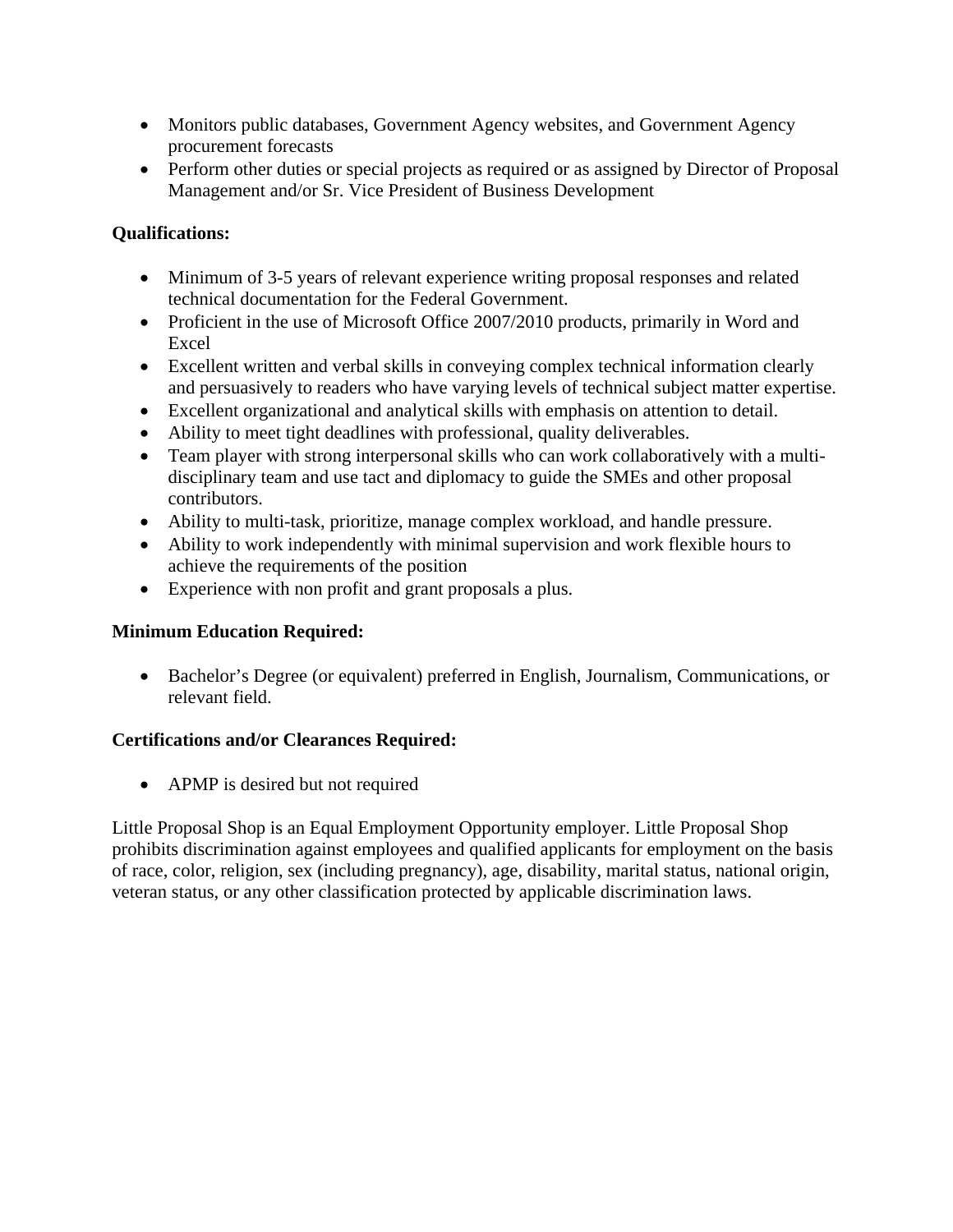- Monitors public databases, Government Agency websites, and Government Agency procurement forecasts
- Perform other duties or special projects as required or as assigned by Director of Proposal Management and/or Sr. Vice President of Business Development

**Qualifications:**

- Minimum of 3-5 years of relevant experience writing proposal responses and related technical documentation for the Federal Government.
- Proficient in the use of Microsoft Office 2007/2010 products, primarily in Word and Excel
- Excellent written and verbal skills in conveying complex technical information clearly and persuasively to readers who have varying levels of technical subject matter expertise.
- Excellent organizational and analytical skills with emphasis on attention to detail.
- Ability to meet tight deadlines with professional, quality deliverables.
- Team player with strong interpersonal skills who can work collaboratively with a multi-disciplinary team and use tact and diplomacy to guide the SMEs and other proposal contributors.
- Ability to multi-task, prioritize, manage complex workload, and handle pressure.
- Ability to work independently with minimal supervision and work flexible hours to achieve the requirements of the position
- Experience with non profit and grant proposals a plus.

**Minimum Education Required:**

- Bachelor's Degree (or equivalent) preferred in English, Journalism, Communications, or relevant field.

**Certifications and/or Clearances Required:**

- APMP is desired but not required

Little Proposal Shop is an Equal Employment Opportunity employer. Little Proposal Shop prohibits discrimination against employees and qualified applicants for employment on the basis of race, color, religion, sex (including pregnancy), age, disability, marital status, national origin, veteran status, or any other classification protected by applicable discrimination laws.